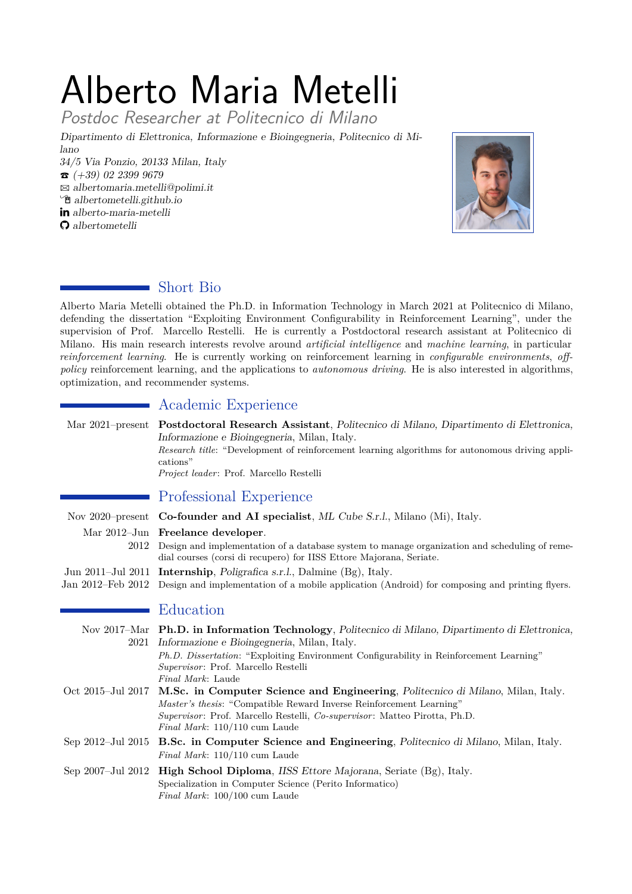# Alberto Maria Metelli

*Postdoc Researcher at Politecnico di Milano*

*Dipartimento di Elettronica, Informazione e Bioingegneria, Politecnico di Milano*
*34/5 Via Ponzio, 20133 Milan, Italy*
*(+39) 02 2399 9679*
*albertomaria.metelli@polimi.it*
*albertometelli.github.io*
*alberto-maria-metelli*
*albertometelli*

## Short Bio

Alberto Maria Metelli obtained the Ph.D. in Information Technology in March 2021 at Politecnico di Milano, defending the dissertation "Exploiting Environment Configurability in Reinforcement Learning", under the supervision of Prof. Marcello Restelli. He is currently a Postdoctoral research assistant at Politecnico di Milano. His main research interests revolve around *artificial intelligence* and *machine learning*, in particular *reinforcement learning*. He is currently working on reinforcement learning in *configurable environments*, *off-policy* reinforcement learning, and the applications to *autonomous driving*. He is also interested in algorithms, optimization, and recommender systems.

## Academic Experience

**Mar 2021–present** — **Postdoctoral Research Assistant**, *Politecnico di Milano, Dipartimento di Elettronica, Informazione e Bioingegneria*, Milan, Italy.
*Research title*: "Development of reinforcement learning algorithms for autonomous driving applications"
*Project leader*: Prof. Marcello Restelli

## Professional Experience

**Nov 2020–present** — **Co-founder and AI specialist**, *ML Cube S.r.l.*, Milano (Mi), Italy.

**Mar 2012–Jun 2012** — **Freelance developer**.
Design and implementation of a database system to manage organization and scheduling of remedial courses (corsi di recupero) for IISS Ettore Majorana, Seriate.

**Jun 2011–Jul 2011, Jan 2012–Feb 2012** — **Internship**, *Poligrafica s.r.l.*, Dalmine (Bg), Italy.
Design and implementation of a mobile application (Android) for composing and printing flyers.

## Education

**Nov 2017–Mar 2021** — **Ph.D. in Information Technology**, *Politecnico di Milano, Dipartimento di Elettronica, Informazione e Bioingegneria*, Milan, Italy.
*Ph.D. Dissertation*: "Exploiting Environment Configurability in Reinforcement Learning"
*Supervisor*: Prof. Marcello Restelli
*Final Mark*: Laude

**Oct 2015–Jul 2017** — **M.Sc. in Computer Science and Engineering**, *Politecnico di Milano*, Milan, Italy.
*Master's thesis*: "Compatible Reward Inverse Reinforcement Learning"
*Supervisor*: Prof. Marcello Restelli, *Co-supervisor*: Matteo Pirotta, Ph.D.
*Final Mark*: 110/110 cum Laude

**Sep 2012–Jul 2015** — **B.Sc. in Computer Science and Engineering**, *Politecnico di Milano*, Milan, Italy.
*Final Mark*: 110/110 cum Laude

**Sep 2007–Jul 2012** — **High School Diploma**, *IISS Ettore Majorana*, Seriate (Bg), Italy.
Specialization in Computer Science (Perito Informatico)
*Final Mark*: 100/100 cum Laude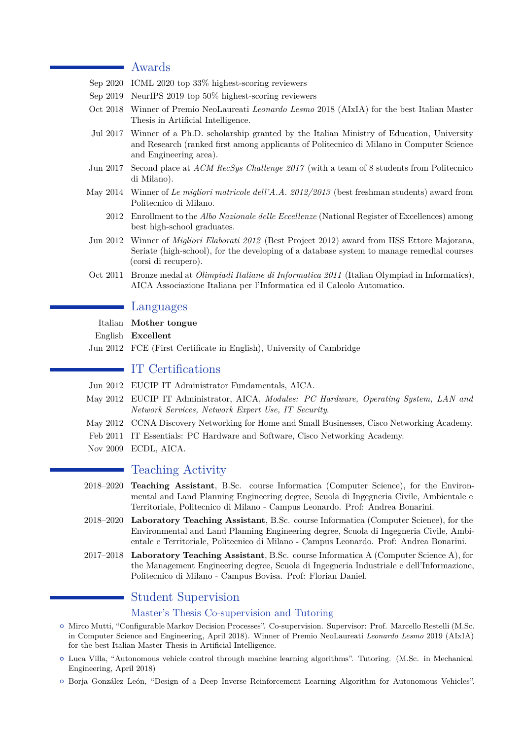## Awards

- **Sep 2020** ICML 2020 top 33% highest-scoring reviewers
- **Sep 2019** NeurIPS 2019 top 50% highest-scoring reviewers
- **Oct 2018** Winner of Premio NeoLaureati *Leonardo Lesmo* 2018 (AIxIA) for the best Italian Master Thesis in Artificial Intelligence.
- **Jul 2017** Winner of a Ph.D. scholarship granted by the Italian Ministry of Education, University and Research (ranked first among applicants of Politecnico di Milano in Computer Science and Engineering area).
- **Jun 2017** Second place at *ACM RecSys Challenge 2017* (with a team of 8 students from Politecnico di Milano).
- **May 2014** Winner of *Le migliori matricole dell'A.A. 2012/2013* (best freshman students) award from Politecnico di Milano.
- **2012** Enrollment to the *Albo Nazionale delle Eccellenze* (National Register of Excellences) among best high-school graduates.
- **Jun 2012** Winner of *Migliori Elaborati 2012* (Best Project 2012) award from IISS Ettore Majorana, Seriate (high-school), for the developing of a database system to manage remedial courses (corsi di recupero).
- **Oct 2011** Bronze medal at *Olimpiadi Italiane di Informatica 2011* (Italian Olympiad in Informatics), AICA Associazione Italiana per l'Informatica ed il Calcolo Automatico.

## Languages

- Italian **Mother tongue**
- English **Excellent**
- **Jun 2012** FCE (First Certificate in English), University of Cambridge

## IT Certifications

- **Jun 2012** EUCIP IT Administrator Fundamentals, AICA.
- **May 2012** EUCIP IT Administrator, AICA, *Modules: PC Hardware, Operating System, LAN and Network Services, Network Expert Use, IT Security.*
- **May 2012** CCNA Discovery Networking for Home and Small Businesses, Cisco Networking Academy.
- **Feb 2011** IT Essentials: PC Hardware and Software, Cisco Networking Academy.
- **Nov 2009** ECDL, AICA.

## Teaching Activity

- **2018–2020** **Teaching Assistant**, B.Sc. course Informatica (Computer Science), for the Environmental and Land Planning Engineering degree, Scuola di Ingegneria Civile, Ambientale e Territoriale, Politecnico di Milano - Campus Leonardo. Prof: Andrea Bonarini.
- **2018–2020** **Laboratory Teaching Assistant**, B.Sc. course Informatica (Computer Science), for the Environmental and Land Planning Engineering degree, Scuola di Ingegneria Civile, Ambientale e Territoriale, Politecnico di Milano - Campus Leonardo. Prof: Andrea Bonarini.
- **2017–2018** **Laboratory Teaching Assistant**, B.Sc. course Informatica A (Computer Science A), for the Management Engineering degree, Scuola di Ingegneria Industriale e dell'Informazione, Politecnico di Milano - Campus Bovisa. Prof: Florian Daniel.

## Student Supervision

### Master's Thesis Co-supervision and Tutoring

- Mirco Mutti, "Configurable Markov Decision Processes". Co-supervision. Supervisor: Prof. Marcello Restelli (M.Sc. in Computer Science and Engineering, April 2018). Winner of Premio NeoLaureati *Leonardo Lesmo* 2019 (AIxIA) for the best Italian Master Thesis in Artificial Intelligence.
- Luca Villa, "Autonomous vehicle control through machine learning algorithms". Tutoring. (M.Sc. in Mechanical Engineering, April 2018)
- Borja González León, "Design of a Deep Inverse Reinforcement Learning Algorithm for Autonomous Vehicles".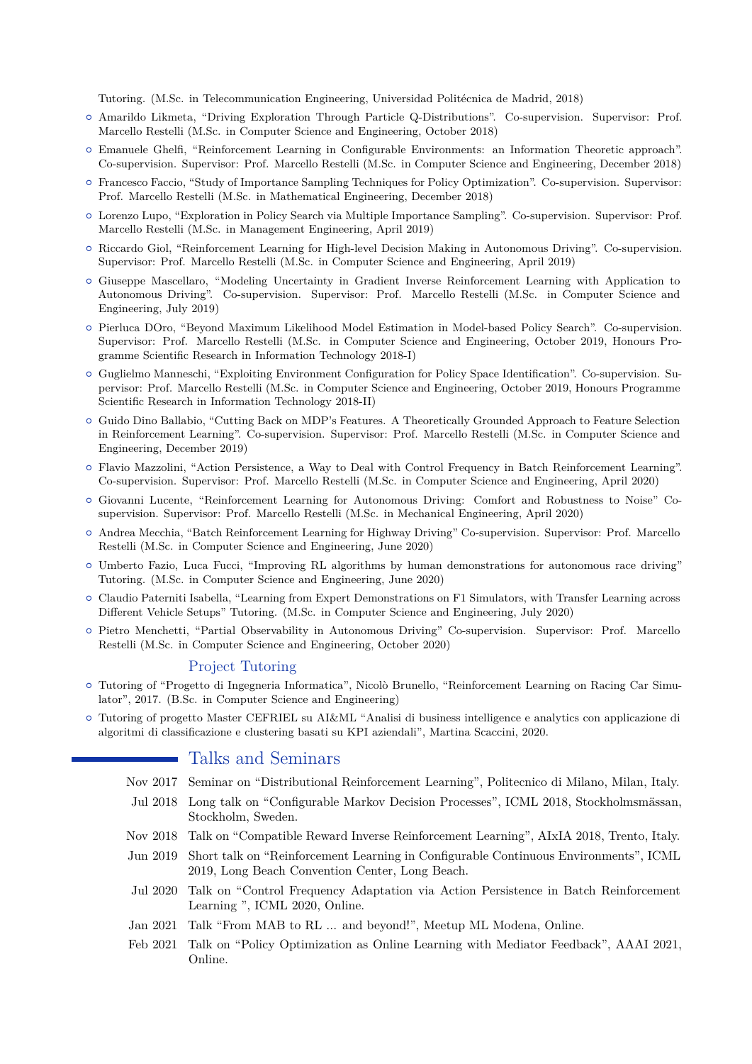Tutoring. (M.Sc. in Telecommunication Engineering, Universidad Politécnica de Madrid, 2018)

- Amarildo Likmeta, "Driving Exploration Through Particle Q-Distributions". Co-supervision. Supervisor: Prof. Marcello Restelli (M.Sc. in Computer Science and Engineering, October 2018)
- Emanuele Ghelfi, "Reinforcement Learning in Configurable Environments: an Information Theoretic approach". Co-supervision. Supervisor: Prof. Marcello Restelli (M.Sc. in Computer Science and Engineering, December 2018)
- Francesco Faccio, "Study of Importance Sampling Techniques for Policy Optimization". Co-supervision. Supervisor: Prof. Marcello Restelli (M.Sc. in Mathematical Engineering, December 2018)
- Lorenzo Lupo, "Exploration in Policy Search via Multiple Importance Sampling". Co-supervision. Supervisor: Prof. Marcello Restelli (M.Sc. in Management Engineering, April 2019)
- Riccardo Giol, "Reinforcement Learning for High-level Decision Making in Autonomous Driving". Co-supervision. Supervisor: Prof. Marcello Restelli (M.Sc. in Computer Science and Engineering, April 2019)
- Giuseppe Mascellaro, "Modeling Uncertainty in Gradient Inverse Reinforcement Learning with Application to Autonomous Driving". Co-supervision. Supervisor: Prof. Marcello Restelli (M.Sc. in Computer Science and Engineering, July 2019)
- Pierluca DOro, "Beyond Maximum Likelihood Model Estimation in Model-based Policy Search". Co-supervision. Supervisor: Prof. Marcello Restelli (M.Sc. in Computer Science and Engineering, October 2019, Honours Programme Scientific Research in Information Technology 2018-I)
- Guglielmo Manneschi, "Exploiting Environment Configuration for Policy Space Identification". Co-supervision. Supervisor: Prof. Marcello Restelli (M.Sc. in Computer Science and Engineering, October 2019, Honours Programme Scientific Research in Information Technology 2018-II)
- Guido Dino Ballabio, "Cutting Back on MDP's Features. A Theoretically Grounded Approach to Feature Selection in Reinforcement Learning". Co-supervision. Supervisor: Prof. Marcello Restelli (M.Sc. in Computer Science and Engineering, December 2019)
- Flavio Mazzolini, "Action Persistence, a Way to Deal with Control Frequency in Batch Reinforcement Learning". Co-supervision. Supervisor: Prof. Marcello Restelli (M.Sc. in Computer Science and Engineering, April 2020)
- Giovanni Lucente, "Reinforcement Learning for Autonomous Driving: Comfort and Robustness to Noise" Co-supervision. Supervisor: Prof. Marcello Restelli (M.Sc. in Mechanical Engineering, April 2020)
- Andrea Mecchia, "Batch Reinforcement Learning for Highway Driving" Co-supervision. Supervisor: Prof. Marcello Restelli (M.Sc. in Computer Science and Engineering, June 2020)
- Umberto Fazio, Luca Fucci, "Improving RL algorithms by human demonstrations for autonomous race driving" Tutoring. (M.Sc. in Computer Science and Engineering, June 2020)
- Claudio Paterniti Isabella, "Learning from Expert Demonstrations on F1 Simulators, with Transfer Learning across Different Vehicle Setups" Tutoring. (M.Sc. in Computer Science and Engineering, July 2020)
- Pietro Menchetti, "Partial Observability in Autonomous Driving" Co-supervision. Supervisor: Prof. Marcello Restelli (M.Sc. in Computer Science and Engineering, October 2020)

### Project Tutoring

- Tutoring of "Progetto di Ingegneria Informatica", Nicolò Brunello, "Reinforcement Learning on Racing Car Simulator", 2017. (B.Sc. in Computer Science and Engineering)
- Tutoring of progetto Master CEFRIEL su AI&ML "Analisi di business intelligence e analytics con applicazione di algoritmi di classificazione e clustering basati su KPI aziendali", Martina Scaccini, 2020.

## Talks and Seminars

- Nov 2017 — Seminar on "Distributional Reinforcement Learning", Politecnico di Milano, Milan, Italy.
- Jul 2018 — Long talk on "Configurable Markov Decision Processes", ICML 2018, Stockholmsmässan, Stockholm, Sweden.
- Nov 2018 — Talk on "Compatible Reward Inverse Reinforcement Learning", AIxIA 2018, Trento, Italy.
- Jun 2019 — Short talk on "Reinforcement Learning in Configurable Continuous Environments", ICML 2019, Long Beach Convention Center, Long Beach.
- Jul 2020 — Talk on "Control Frequency Adaptation via Action Persistence in Batch Reinforcement Learning ", ICML 2020, Online.
- Jan 2021 — Talk "From MAB to RL ... and beyond!", Meetup ML Modena, Online.
- Feb 2021 — Talk on "Policy Optimization as Online Learning with Mediator Feedback", AAAI 2021, Online.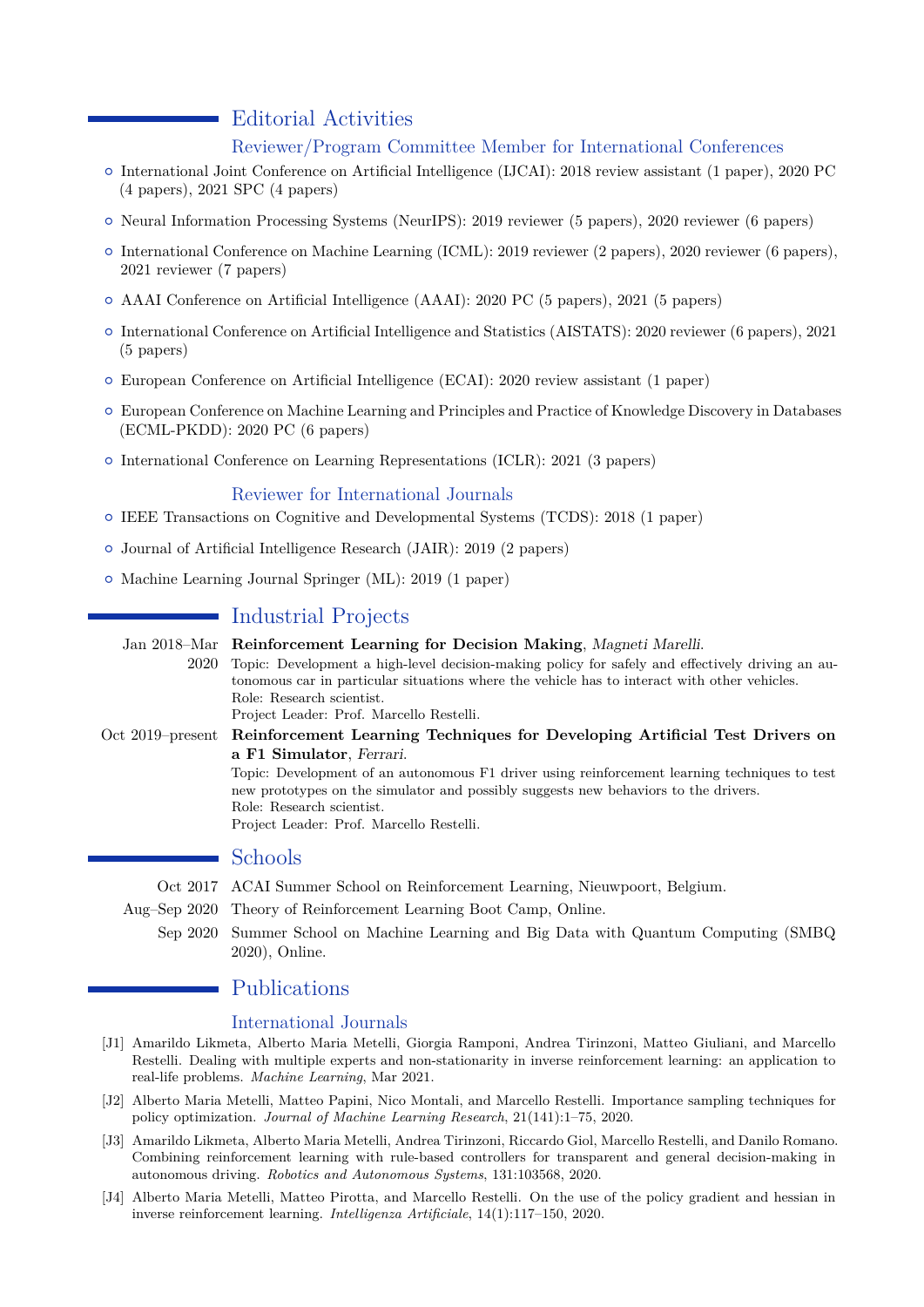## Editorial Activities

### Reviewer/Program Committee Member for International Conferences

- International Joint Conference on Artificial Intelligence (IJCAI): 2018 review assistant (1 paper), 2020 PC (4 papers), 2021 SPC (4 papers)
- Neural Information Processing Systems (NeurIPS): 2019 reviewer (5 papers), 2020 reviewer (6 papers)
- International Conference on Machine Learning (ICML): 2019 reviewer (2 papers), 2020 reviewer (6 papers), 2021 reviewer (7 papers)
- AAAI Conference on Artificial Intelligence (AAAI): 2020 PC (5 papers), 2021 (5 papers)
- International Conference on Artificial Intelligence and Statistics (AISTATS): 2020 reviewer (6 papers), 2021 (5 papers)
- European Conference on Artificial Intelligence (ECAI): 2020 review assistant (1 paper)
- European Conference on Machine Learning and Principles and Practice of Knowledge Discovery in Databases (ECML-PKDD): 2020 PC (6 papers)
- International Conference on Learning Representations (ICLR): 2021 (3 papers)

### Reviewer for International Journals

- IEEE Transactions on Cognitive and Developmental Systems (TCDS): 2018 (1 paper)
- Journal of Artificial Intelligence Research (JAIR): 2019 (2 papers)
- Machine Learning Journal Springer (ML): 2019 (1 paper)

## Industrial Projects

Jan 2018–Mar 2020 **Reinforcement Learning for Decision Making**, *Magneti Marelli*.
Topic: Development a high-level decision-making policy for safely and effectively driving an autonomous car in particular situations where the vehicle has to interact with other vehicles.
Role: Research scientist.
Project Leader: Prof. Marcello Restelli.

Oct 2019–present **Reinforcement Learning Techniques for Developing Artificial Test Drivers on a F1 Simulator**, *Ferrari*.
Topic: Development of an autonomous F1 driver using reinforcement learning techniques to test new prototypes on the simulator and possibly suggests new behaviors to the drivers.
Role: Research scientist.
Project Leader: Prof. Marcello Restelli.

## Schools

Oct 2017 ACAI Summer School on Reinforcement Learning, Nieuwpoort, Belgium.

Aug–Sep 2020 Theory of Reinforcement Learning Boot Camp, Online.

Sep 2020 Summer School on Machine Learning and Big Data with Quantum Computing (SMBQ 2020), Online.

## Publications

### International Journals

[J1] Amarildo Likmeta, Alberto Maria Metelli, Giorgia Ramponi, Andrea Tirinzoni, Matteo Giuliani, and Marcello Restelli. Dealing with multiple experts and non-stationarity in inverse reinforcement learning: an application to real-life problems. *Machine Learning*, Mar 2021.

[J2] Alberto Maria Metelli, Matteo Papini, Nico Montali, and Marcello Restelli. Importance sampling techniques for policy optimization. *Journal of Machine Learning Research*, 21(141):1–75, 2020.

[J3] Amarildo Likmeta, Alberto Maria Metelli, Andrea Tirinzoni, Riccardo Giol, Marcello Restelli, and Danilo Romano. Combining reinforcement learning with rule-based controllers for transparent and general decision-making in autonomous driving. *Robotics and Autonomous Systems*, 131:103568, 2020.

[J4] Alberto Maria Metelli, Matteo Pirotta, and Marcello Restelli. On the use of the policy gradient and hessian in inverse reinforcement learning. *Intelligenza Artificiale*, 14(1):117–150, 2020.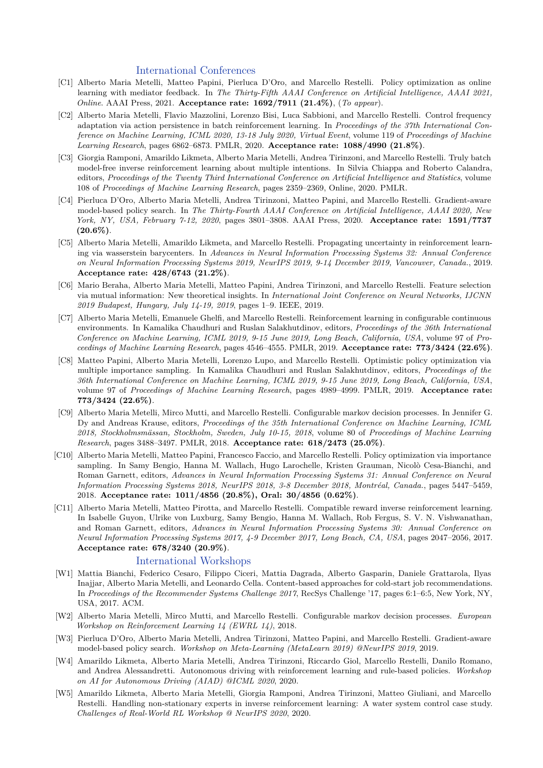## International Conferences

[C1] Alberto Maria Metelli, Matteo Papini, Pierluca D'Oro, and Marcello Restelli. Policy optimization as online learning with mediator feedback. In *The Thirty-Fifth AAAI Conference on Artificial Intelligence, AAAI 2021, Online*. AAAI Press, 2021. **Acceptance rate: 1692/7911 (21.4%)**, (*To appear*).

[C2] Alberto Maria Metelli, Flavio Mazzolini, Lorenzo Bisi, Luca Sabbioni, and Marcello Restelli. Control frequency adaptation via action persistence in batch reinforcement learning. In *Proceedings of the 37th International Conference on Machine Learning, ICML 2020, 13-18 July 2020, Virtual Event*, volume 119 of *Proceedings of Machine Learning Research*, pages 6862–6873. PMLR, 2020. **Acceptance rate: 1088/4990 (21.8%)**.

[C3] Giorgia Ramponi, Amarildo Likmeta, Alberto Maria Metelli, Andrea Tirinzoni, and Marcello Restelli. Truly batch model-free inverse reinforcement learning about multiple intentions. In Silvia Chiappa and Roberto Calandra, editors, *Proceedings of the Twenty Third International Conference on Artificial Intelligence and Statistics*, volume 108 of *Proceedings of Machine Learning Research*, pages 2359–2369, Online, 2020. PMLR.

[C4] Pierluca D'Oro, Alberto Maria Metelli, Andrea Tirinzoni, Matteo Papini, and Marcello Restelli. Gradient-aware model-based policy search. In *The Thirty-Fourth AAAI Conference on Artificial Intelligence, AAAI 2020, New York, NY, USA, February 7-12, 2020*, pages 3801–3808. AAAI Press, 2020. **Acceptance rate: 1591/7737 (20.6%)**.

[C5] Alberto Maria Metelli, Amarildo Likmeta, and Marcello Restelli. Propagating uncertainty in reinforcement learning via wasserstein barycenters. In *Advances in Neural Information Processing Systems 32: Annual Conference on Neural Information Processing Systems 2019, NeurIPS 2019, 9-14 December 2019, Vancouver, Canada.*, 2019. **Acceptance rate: 428/6743 (21.2%)**.

[C6] Mario Beraha, Alberto Maria Metelli, Matteo Papini, Andrea Tirinzoni, and Marcello Restelli. Feature selection via mutual information: New theoretical insights. In *International Joint Conference on Neural Networks, IJCNN 2019 Budapest, Hungary, July 14-19, 2019*, pages 1–9. IEEE, 2019.

[C7] Alberto Maria Metelli, Emanuele Ghelfi, and Marcello Restelli. Reinforcement learning in configurable continuous environments. In Kamalika Chaudhuri and Ruslan Salakhutdinov, editors, *Proceedings of the 36th International Conference on Machine Learning, ICML 2019, 9-15 June 2019, Long Beach, California, USA*, volume 97 of *Proceedings of Machine Learning Research*, pages 4546–4555. PMLR, 2019. **Acceptance rate: 773/3424 (22.6%)**.

[C8] Matteo Papini, Alberto Maria Metelli, Lorenzo Lupo, and Marcello Restelli. Optimistic policy optimization via multiple importance sampling. In Kamalika Chaudhuri and Ruslan Salakhutdinov, editors, *Proceedings of the 36th International Conference on Machine Learning, ICML 2019, 9-15 June 2019, Long Beach, California, USA*, volume 97 of *Proceedings of Machine Learning Research*, pages 4989–4999. PMLR, 2019. **Acceptance rate: 773/3424 (22.6%)**.

[C9] Alberto Maria Metelli, Mirco Mutti, and Marcello Restelli. Configurable markov decision processes. In Jennifer G. Dy and Andreas Krause, editors, *Proceedings of the 35th International Conference on Machine Learning, ICML 2018, Stockholmsmässan, Stockholm, Sweden, July 10-15, 2018*, volume 80 of *Proceedings of Machine Learning Research*, pages 3488–3497. PMLR, 2018. **Acceptance rate: 618/2473 (25.0%)**.

[C10] Alberto Maria Metelli, Matteo Papini, Francesco Faccio, and Marcello Restelli. Policy optimization via importance sampling. In Samy Bengio, Hanna M. Wallach, Hugo Larochelle, Kristen Grauman, Nicolò Cesa-Bianchi, and Roman Garnett, editors, *Advances in Neural Information Processing Systems 31: Annual Conference on Neural Information Processing Systems 2018, NeurIPS 2018, 3-8 December 2018, Montréal, Canada.*, pages 5447–5459, 2018. **Acceptance rate: 1011/4856 (20.8%), Oral: 30/4856 (0.62%)**.

[C11] Alberto Maria Metelli, Matteo Pirotta, and Marcello Restelli. Compatible reward inverse reinforcement learning. In Isabelle Guyon, Ulrike von Luxburg, Samy Bengio, Hanna M. Wallach, Rob Fergus, S. V. N. Vishwanathan, and Roman Garnett, editors, *Advances in Neural Information Processing Systems 30: Annual Conference on Neural Information Processing Systems 2017, 4-9 December 2017, Long Beach, CA, USA*, pages 2047–2056, 2017. **Acceptance rate: 678/3240 (20.9%)**.

## International Workshops

[W1] Mattia Bianchi, Federico Cesaro, Filippo Ciceri, Mattia Dagrada, Alberto Gasparin, Daniele Grattarola, Ilyas Inajjar, Alberto Maria Metelli, and Leonardo Cella. Content-based approaches for cold-start job recommendations. In *Proceedings of the Recommender Systems Challenge 2017*, RecSys Challenge '17, pages 6:1–6:5, New York, NY, USA, 2017. ACM.

[W2] Alberto Maria Metelli, Mirco Mutti, and Marcello Restelli. Configurable markov decision processes. *European Workshop on Reinforcement Learning 14 (EWRL 14)*, 2018.

[W3] Pierluca D'Oro, Alberto Maria Metelli, Andrea Tirinzoni, Matteo Papini, and Marcello Restelli. Gradient-aware model-based policy search. *Workshop on Meta-Learning (MetaLearn 2019) @NeurIPS 2019*, 2019.

[W4] Amarildo Likmeta, Alberto Maria Metelli, Andrea Tirinzoni, Riccardo Giol, Marcello Restelli, Danilo Romano, and Andrea Alessandretti. Autonomous driving with reinforcement learning and rule-based policies. *Workshop on AI for Autonomous Driving (AIAD) @ICML 2020*, 2020.

[W5] Amarildo Likmeta, Alberto Maria Metelli, Giorgia Ramponi, Andrea Tirinzoni, Matteo Giuliani, and Marcello Restelli. Handling non-stationary experts in inverse reinforcement learning: A water system control case study. *Challenges of Real-World RL Workshop @ NeurIPS 2020*, 2020.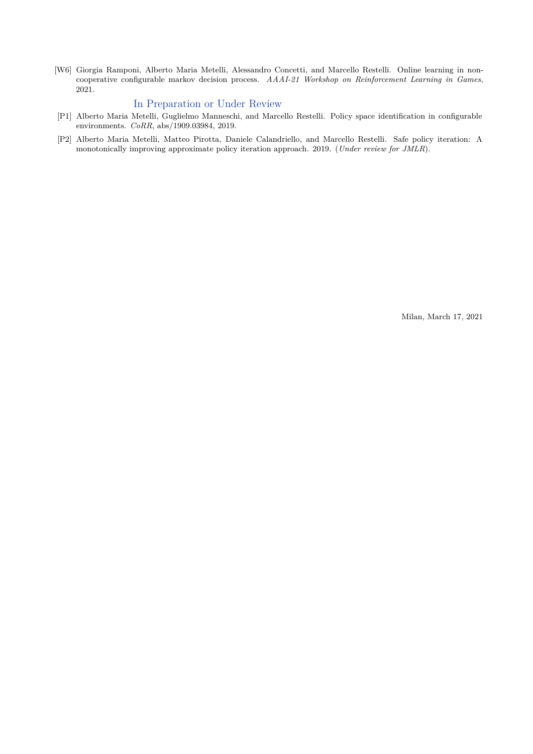[W6] Giorgia Ramponi, Alberto Maria Metelli, Alessandro Concetti, and Marcello Restelli. Online learning in non-cooperative configurable markov decision process. *AAAI-21 Workshop on Reinforcement Learning in Games*, 2021.

## In Preparation or Under Review

[P1] Alberto Maria Metelli, Guglielmo Manneschi, and Marcello Restelli. Policy space identification in configurable environments. *CoRR*, abs/1909.03984, 2019.

[P2] Alberto Maria Metelli, Matteo Pirotta, Daniele Calandriello, and Marcello Restelli. Safe policy iteration: A monotonically improving approximate policy iteration approach. 2019. (*Under review for JMLR*).

Milan, March 17, 2021